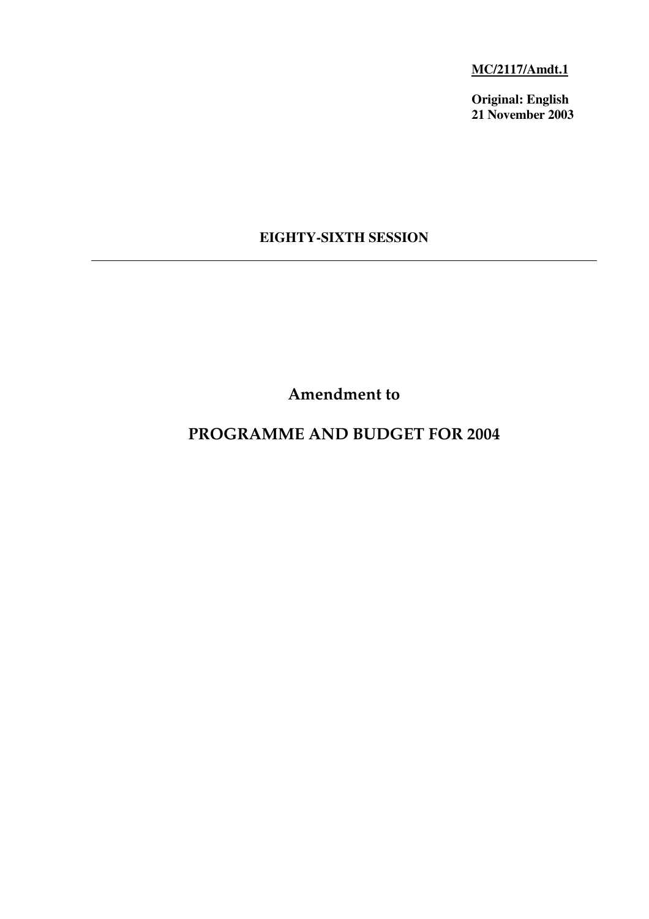**MC/2117/Amdt.1**

**Original: English**
**21 November 2003**

**EIGHTY-SIXTH SESSION**

---

# Amendment to

# PROGRAMME AND BUDGET FOR 2004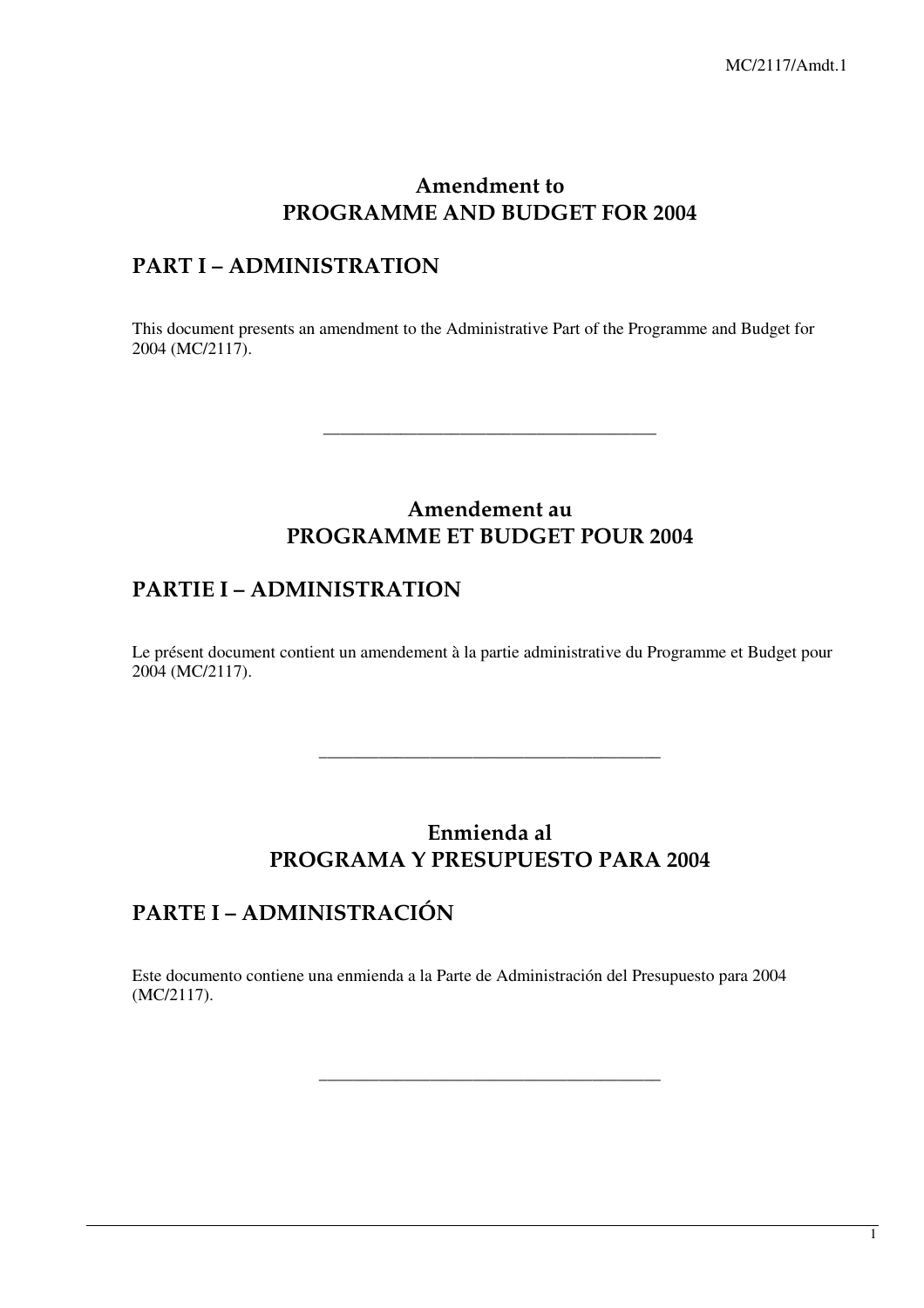# Amendment to PROGRAMME AND BUDGET FOR 2004

## PART I – ADMINISTRATION

This document presents an amendment to the Administrative Part of the Programme and Budget for 2004 (MC/2117).

---

# Amendement au PROGRAMME ET BUDGET POUR 2004

## PARTIE I – ADMINISTRATION

Le présent document contient un amendement à la partie administrative du Programme et Budget pour 2004 (MC/2117).

---

# Enmienda al PROGRAMA Y PRESUPUESTO PARA 2004

## PARTE I – ADMINISTRACIÓN

Este documento contiene una enmienda a la Parte de Administración del Presupuesto para 2004 (MC/2117).

---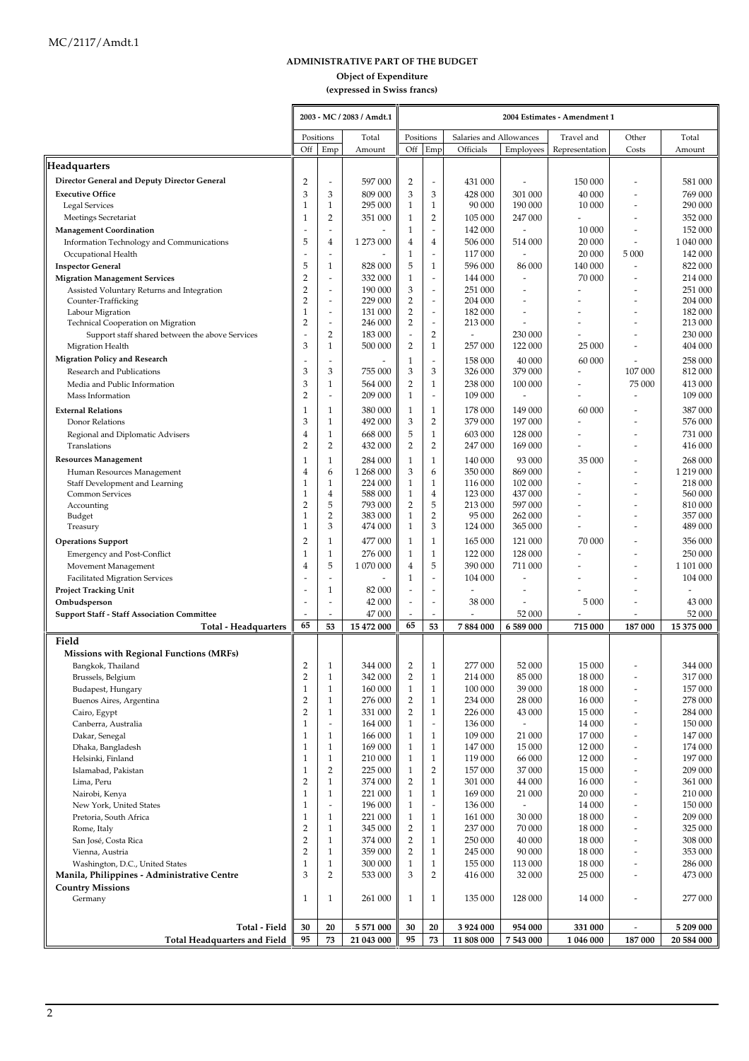## ADMINISTRATIVE PART OF THE BUDGET

**Object of Expenditure**

**(expressed in Swiss francs)**

| | 2003 - MC / 2083 / Amdt.1 | | | 2004 Estimates - Amendment 1 | | | | | | |
|---|---|---|---|---|---|---|---|---|---|---|
| | Positions | | Total | Positions | | Salaries and Allowances | | Travel and | Other | Total |
| | Off | Emp | Amount | Off | Emp | Officials | Employees | Representation | Costs | Amount |
| **Headquarters** | | | | | | | | | | |
| **Director General and Deputy Director General** | 2 | - | 597 000 | 2 | - | 431 000 | - | 150 000 | - | 581 000 |
| **Executive Office** | 3 | 3 | 809 000 | 3 | 3 | 428 000 | 301 000 | 40 000 | - | 769 000 |
| Legal Services | 1 | 1 | 295 000 | 1 | 1 | 90 000 | 190 000 | 10 000 | - | 290 000 |
| Meetings Secretariat | 1 | 2 | 351 000 | 1 | 2 | 105 000 | 247 000 | - | - | 352 000 |
| **Management Coordination** | - | - | - | 1 | - | 142 000 | - | 10 000 | - | 152 000 |
| Information Technology and Communications | 5 | 4 | 1 273 000 | 4 | 4 | 506 000 | 514 000 | 20 000 | - | 1 040 000 |
| Occupational Health | - | - | - | 1 | - | 117 000 | - | 20 000 | 5 000 | 142 000 |
| **Inspector General** | 5 | 1 | 828 000 | 5 | 1 | 596 000 | 86 000 | 140 000 | - | 822 000 |
| **Migration Management Services** | 2 | - | 332 000 | 1 | - | 144 000 | - | 70 000 | - | 214 000 |
| Assisted Voluntary Returns and Integration | 2 | - | 190 000 | 3 | - | 251 000 | - | - | - | 251 000 |
| Counter-Trafficking | 2 | - | 229 000 | 2 | - | 204 000 | - | - | - | 204 000 |
| Labour Migration | 1 | - | 131 000 | 2 | - | 182 000 | - | - | - | 182 000 |
| Technical Cooperation on Migration | 2 | - | 246 000 | 2 | - | 213 000 | - | - | - | 213 000 |
| Support staff shared between the above Services | - | 2 | 183 000 | - | 2 | - | 230 000 | - | - | 230 000 |
| Migration Health | 3 | 1 | 500 000 | 2 | 1 | 257 000 | 122 000 | 25 000 | - | 404 000 |
| **Migration Policy and Research** | - | - | - | 1 | - | 158 000 | 40 000 | 60 000 | - | 258 000 |
| Research and Publications | 3 | 3 | 755 000 | 3 | 3 | 326 000 | 379 000 | - | 107 000 | 812 000 |
| Media and Public Information | 3 | 1 | 564 000 | 2 | 1 | 238 000 | 100 000 | - | 75 000 | 413 000 |
| Mass Information | 2 | - | 209 000 | 1 | - | 109 000 | - | - | - | 109 000 |
| **External Relations** | 1 | 1 | 380 000 | 1 | 1 | 178 000 | 149 000 | 60 000 | - | 387 000 |
| Donor Relations | 3 | 1 | 492 000 | 3 | 2 | 379 000 | 197 000 | - | - | 576 000 |
| Regional and Diplomatic Advisers | 4 | 1 | 668 000 | 5 | 1 | 603 000 | 128 000 | - | - | 731 000 |
| Translations | 2 | 2 | 432 000 | 2 | 2 | 247 000 | 169 000 | - | - | 416 000 |
| **Resources Management** | 1 | 1 | 284 000 | 1 | 1 | 140 000 | 93 000 | 35 000 | - | 268 000 |
| Human Resources Management | 4 | 6 | 1 268 000 | 3 | 6 | 350 000 | 869 000 | - | - | 1 219 000 |
| Staff Development and Learning | 1 | 1 | 224 000 | 1 | 1 | 116 000 | 102 000 | - | - | 218 000 |
| Common Services | 1 | 4 | 588 000 | 1 | 4 | 123 000 | 437 000 | - | - | 560 000 |
| Accounting | 2 | 5 | 793 000 | 2 | 5 | 213 000 | 597 000 | - | - | 810 000 |
| Budget | 1 | 2 | 383 000 | 1 | 2 | 95 000 | 262 000 | - | - | 357 000 |
| Treasury | 1 | 3 | 474 000 | 1 | 3 | 124 000 | 365 000 | - | - | 489 000 |
| **Operations Support** | 2 | 1 | 477 000 | 1 | 1 | 165 000 | 121 000 | 70 000 | - | 356 000 |
| Emergency and Post-Conflict | 1 | 1 | 276 000 | 1 | 1 | 122 000 | 128 000 | - | - | 250 000 |
| Movement Management | 4 | 5 | 1 070 000 | 4 | 5 | 390 000 | 711 000 | - | - | 1 101 000 |
| Facilitated Migration Services | - | - | - | 1 | - | 104 000 | - | - | - | 104 000 |
| **Project Tracking Unit** | - | 1 | 82 000 | - | - | - | - | - | - | - |
| **Ombudsperson** | - | - | 42 000 | - | - | 38 000 | - | 5 000 | - | 43 000 |
| **Support Staff - Staff Association Committee** | - | - | 47 000 | - | - | - | 52 000 | - | - | 52 000 |
| **Total - Headquarters** | **65** | **53** | **15 472 000** | **65** | **53** | **7 884 000** | **6 589 000** | **715 000** | **187 000** | **15 375 000** |
| **Field** | | | | | | | | | | |
| **Missions with Regional Functions (MRFs)** | | | | | | | | | | |
| Bangkok, Thailand | 2 | 1 | 344 000 | 2 | 1 | 277 000 | 52 000 | 15 000 | - | 344 000 |
| Brussels, Belgium | 2 | 1 | 342 000 | 2 | 1 | 214 000 | 85 000 | 18 000 | - | 317 000 |
| Budapest, Hungary | 1 | 1 | 160 000 | 1 | 1 | 100 000 | 39 000 | 18 000 | - | 157 000 |
| Buenos Aires, Argentina | 2 | 1 | 276 000 | 2 | 1 | 234 000 | 28 000 | 16 000 | - | 278 000 |
| Cairo, Egypt | 2 | 1 | 331 000 | 2 | 1 | 226 000 | 43 000 | 15 000 | - | 284 000 |
| Canberra, Australia | 1 | - | 164 000 | 1 | - | 136 000 | - | 14 000 | - | 150 000 |
| Dakar, Senegal | 1 | 1 | 166 000 | 1 | 1 | 109 000 | 21 000 | 17 000 | - | 147 000 |
| Dhaka, Bangladesh | 1 | 1 | 169 000 | 1 | 1 | 147 000 | 15 000 | 12 000 | - | 174 000 |
| Helsinki, Finland | 1 | 1 | 210 000 | 1 | 1 | 119 000 | 66 000 | 12 000 | - | 197 000 |
| Islamabad, Pakistan | 1 | 2 | 225 000 | 1 | 2 | 157 000 | 37 000 | 15 000 | - | 209 000 |
| Lima, Peru | 2 | 1 | 374 000 | 2 | 1 | 301 000 | 44 000 | 16 000 | - | 361 000 |
| Nairobi, Kenya | 1 | 1 | 221 000 | 1 | 1 | 169 000 | 21 000 | 20 000 | - | 210 000 |
| New York, United States | 1 | - | 196 000 | 1 | - | 136 000 | - | 14 000 | - | 150 000 |
| Pretoria, South Africa | 1 | 1 | 221 000 | 1 | 1 | 161 000 | 30 000 | 18 000 | - | 209 000 |
| Rome, Italy | 2 | 1 | 345 000 | 2 | 1 | 237 000 | 70 000 | 18 000 | - | 325 000 |
| San José, Costa Rica | 2 | 1 | 374 000 | 2 | 1 | 250 000 | 40 000 | 18 000 | - | 308 000 |
| Vienna, Austria | 2 | 1 | 359 000 | 2 | 1 | 245 000 | 90 000 | 18 000 | - | 353 000 |
| Washington, D.C., United States | 1 | 1 | 300 000 | 1 | 1 | 155 000 | 113 000 | 18 000 | - | 286 000 |
| **Manila, Philippines - Administrative Centre** | 3 | 2 | 533 000 | 3 | 2 | 416 000 | 32 000 | 25 000 | - | 473 000 |
| **Country Missions** | | | | | | | | | | |
| Germany | 1 | 1 | 261 000 | 1 | 1 | 135 000 | 128 000 | 14 000 | - | 277 000 |
| **Total - Field** | **30** | **20** | **5 571 000** | **30** | **20** | **3 924 000** | **954 000** | **331 000** | **-** | **5 209 000** |
| **Total Headquarters and Field** | **95** | **73** | **21 043 000** | **95** | **73** | **11 808 000** | **7 543 000** | **1 046 000** | **187 000** | **20 584 000** |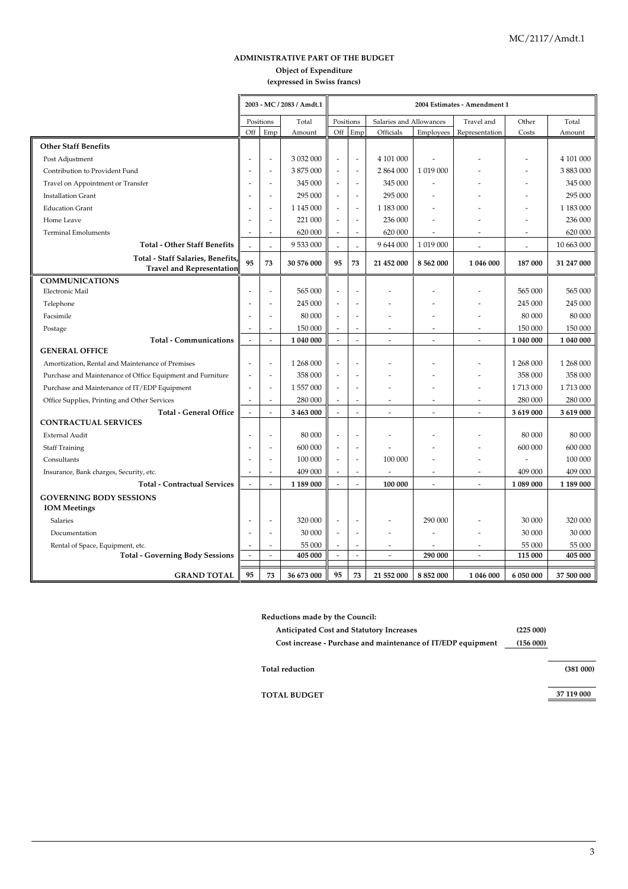**ADMINISTRATIVE PART OF THE BUDGET**

**Object of Expenditure**

**(expressed in Swiss francs)**

| | 2003 - MC / 2083 / Amdt.1 | | | 2004 Estimates - Amendment 1 | | | | | | |
|---|---|---|---|---|---|---|---|---|---|---|
| | Positions | | Total | Positions | | Salaries and Allowances | | Travel and | Other | Total |
| | Off | Emp | Amount | Off | Emp | Officials | Employees | Representation | Costs | Amount |
| **Other Staff Benefits** | | | | | | | | | | |
| Post Adjustment | - | - | 3 032 000 | - | - | 4 101 000 | - | - | - | 4 101 000 |
| Contribution to Provident Fund | - | - | 3 875 000 | - | - | 2 864 000 | 1 019 000 | - | - | 3 883 000 |
| Travel on Appointment or Transfer | - | - | 345 000 | - | - | 345 000 | - | - | - | 345 000 |
| Installation Grant | - | - | 295 000 | - | - | 295 000 | - | - | - | 295 000 |
| Education Grant | - | - | 1 145 000 | - | - | 1 183 000 | - | - | - | 1 183 000 |
| Home Leave | - | - | 221 000 | - | - | 236 000 | - | - | - | 236 000 |
| Terminal Emoluments | - | - | 620 000 | - | - | 620 000 | - | - | - | 620 000 |
| **Total - Other Staff Benefits** | - | - | 9 533 000 | - | - | 9 644 000 | 1 019 000 | - | - | 10 663 000 |
| **Total - Staff Salaries, Benefits, Travel and Representation** | **95** | **73** | **30 576 000** | **95** | **73** | **21 452 000** | **8 562 000** | **1 046 000** | **187 000** | **31 247 000** |
| **COMMUNICATIONS** | | | | | | | | | | |
| Electronic Mail | - | - | 565 000 | - | - | - | - | - | 565 000 | 565 000 |
| Telephone | - | - | 245 000 | - | - | - | - | - | 245 000 | 245 000 |
| Facsimile | - | - | 80 000 | - | - | - | - | - | 80 000 | 80 000 |
| Postage | - | - | 150 000 | - | - | - | - | - | 150 000 | 150 000 |
| **Total - Communications** | - | - | **1 040 000** | - | - | - | - | - | **1 040 000** | **1 040 000** |
| **GENERAL OFFICE** | | | | | | | | | | |
| Amortization, Rental and Maintenance of Premises | - | - | 1 268 000 | - | - | - | - | - | 1 268 000 | 1 268 000 |
| Purchase and Maintenance of Office Equipment and Furniture | - | - | 358 000 | - | - | - | - | - | 358 000 | 358 000 |
| Purchase and Maintenance of IT/EDP Equipment | - | - | 1 557 000 | - | - | - | - | - | 1 713 000 | 1 713 000 |
| Office Supplies, Printing and Other Services | - | - | 280 000 | - | - | - | - | - | 280 000 | 280 000 |
| **Total - General Office** | - | - | **3 463 000** | - | - | - | - | - | **3 619 000** | **3 619 000** |
| **CONTRACTUAL SERVICES** | | | | | | | | | | |
| External Audit | - | - | 80 000 | - | - | - | - | - | 80 000 | 80 000 |
| Staff Training | - | - | 600 000 | - | - | - | - | - | 600 000 | 600 000 |
| Consultants | - | - | 100 000 | - | - | 100 000 | - | - | - | 100 000 |
| Insurance, Bank charges, Security, etc. | - | - | 409 000 | - | - | - | - | - | 409 000 | 409 000 |
| **Total - Contractual Services** | - | - | **1 189 000** | - | - | **100 000** | - | - | **1 089 000** | **1 189 000** |
| **GOVERNING BODY SESSIONS** | | | | | | | | | | |
| **IOM Meetings** | | | | | | | | | | |
| Salaries | - | - | 320 000 | - | - | - | 290 000 | - | 30 000 | 320 000 |
| Documentation | - | - | 30 000 | - | - | - | - | - | 30 000 | 30 000 |
| Rental of Space, Equipment, etc. | - | - | 55 000 | - | - | - | - | - | 55 000 | 55 000 |
| **Total - Governing Body Sessions** | - | - | **405 000** | - | - | - | **290 000** | - | **115 000** | **405 000** |
| **GRAND TOTAL** | **95** | **73** | **36 673 000** | **95** | **73** | **21 552 000** | **8 852 000** | **1 046 000** | **6 050 000** | **37 500 000** |

**Reductions made by the Council:**

| | | |
|---|---|---|
| **Anticipated Cost and Statutory Increases** | **(225 000)** | |
| **Cost increase - Purchase and maintenance of IT/EDP equipment** | **(156 000)** | |
| **Total reduction** | | **(381 000)** |
| **TOTAL BUDGET** | | **37 119 000** |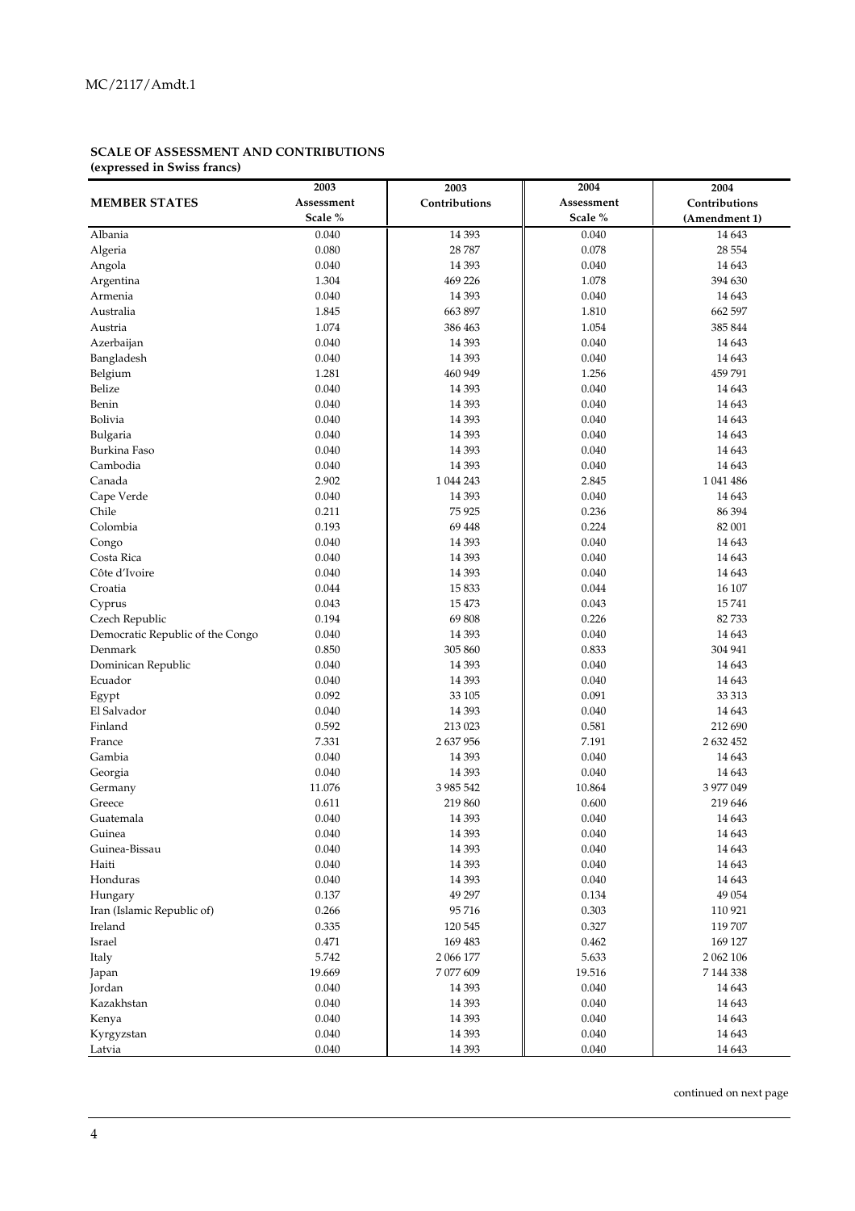**SCALE OF ASSESSMENT AND CONTRIBUTIONS**
**(expressed in Swiss francs)**

| MEMBER STATES | 2003 Assessment Scale % | 2003 Contributions | 2004 Assessment Scale % | 2004 Contributions (Amendment 1) |
|---|---|---|---|---|
| Albania | 0.040 | 14 393 | 0.040 | 14 643 |
| Algeria | 0.080 | 28 787 | 0.078 | 28 554 |
| Angola | 0.040 | 14 393 | 0.040 | 14 643 |
| Argentina | 1.304 | 469 226 | 1.078 | 394 630 |
| Armenia | 0.040 | 14 393 | 0.040 | 14 643 |
| Australia | 1.845 | 663 897 | 1.810 | 662 597 |
| Austria | 1.074 | 386 463 | 1.054 | 385 844 |
| Azerbaijan | 0.040 | 14 393 | 0.040 | 14 643 |
| Bangladesh | 0.040 | 14 393 | 0.040 | 14 643 |
| Belgium | 1.281 | 460 949 | 1.256 | 459 791 |
| Belize | 0.040 | 14 393 | 0.040 | 14 643 |
| Benin | 0.040 | 14 393 | 0.040 | 14 643 |
| Bolivia | 0.040 | 14 393 | 0.040 | 14 643 |
| Bulgaria | 0.040 | 14 393 | 0.040 | 14 643 |
| Burkina Faso | 0.040 | 14 393 | 0.040 | 14 643 |
| Cambodia | 0.040 | 14 393 | 0.040 | 14 643 |
| Canada | 2.902 | 1 044 243 | 2.845 | 1 041 486 |
| Cape Verde | 0.040 | 14 393 | 0.040 | 14 643 |
| Chile | 0.211 | 75 925 | 0.236 | 86 394 |
| Colombia | 0.193 | 69 448 | 0.224 | 82 001 |
| Congo | 0.040 | 14 393 | 0.040 | 14 643 |
| Costa Rica | 0.040 | 14 393 | 0.040 | 14 643 |
| Côte d'Ivoire | 0.040 | 14 393 | 0.040 | 14 643 |
| Croatia | 0.044 | 15 833 | 0.044 | 16 107 |
| Cyprus | 0.043 | 15 473 | 0.043 | 15 741 |
| Czech Republic | 0.194 | 69 808 | 0.226 | 82 733 |
| Democratic Republic of the Congo | 0.040 | 14 393 | 0.040 | 14 643 |
| Denmark | 0.850 | 305 860 | 0.833 | 304 941 |
| Dominican Republic | 0.040 | 14 393 | 0.040 | 14 643 |
| Ecuador | 0.040 | 14 393 | 0.040 | 14 643 |
| Egypt | 0.092 | 33 105 | 0.091 | 33 313 |
| El Salvador | 0.040 | 14 393 | 0.040 | 14 643 |
| Finland | 0.592 | 213 023 | 0.581 | 212 690 |
| France | 7.331 | 2 637 956 | 7.191 | 2 632 452 |
| Gambia | 0.040 | 14 393 | 0.040 | 14 643 |
| Georgia | 0.040 | 14 393 | 0.040 | 14 643 |
| Germany | 11.076 | 3 985 542 | 10.864 | 3 977 049 |
| Greece | 0.611 | 219 860 | 0.600 | 219 646 |
| Guatemala | 0.040 | 14 393 | 0.040 | 14 643 |
| Guinea | 0.040 | 14 393 | 0.040 | 14 643 |
| Guinea-Bissau | 0.040 | 14 393 | 0.040 | 14 643 |
| Haiti | 0.040 | 14 393 | 0.040 | 14 643 |
| Honduras | 0.040 | 14 393 | 0.040 | 14 643 |
| Hungary | 0.137 | 49 297 | 0.134 | 49 054 |
| Iran (Islamic Republic of) | 0.266 | 95 716 | 0.303 | 110 921 |
| Ireland | 0.335 | 120 545 | 0.327 | 119 707 |
| Israel | 0.471 | 169 483 | 0.462 | 169 127 |
| Italy | 5.742 | 2 066 177 | 5.633 | 2 062 106 |
| Japan | 19.669 | 7 077 609 | 19.516 | 7 144 338 |
| Jordan | 0.040 | 14 393 | 0.040 | 14 643 |
| Kazakhstan | 0.040 | 14 393 | 0.040 | 14 643 |
| Kenya | 0.040 | 14 393 | 0.040 | 14 643 |
| Kyrgyzstan | 0.040 | 14 393 | 0.040 | 14 643 |
| Latvia | 0.040 | 14 393 | 0.040 | 14 643 |

continued on next page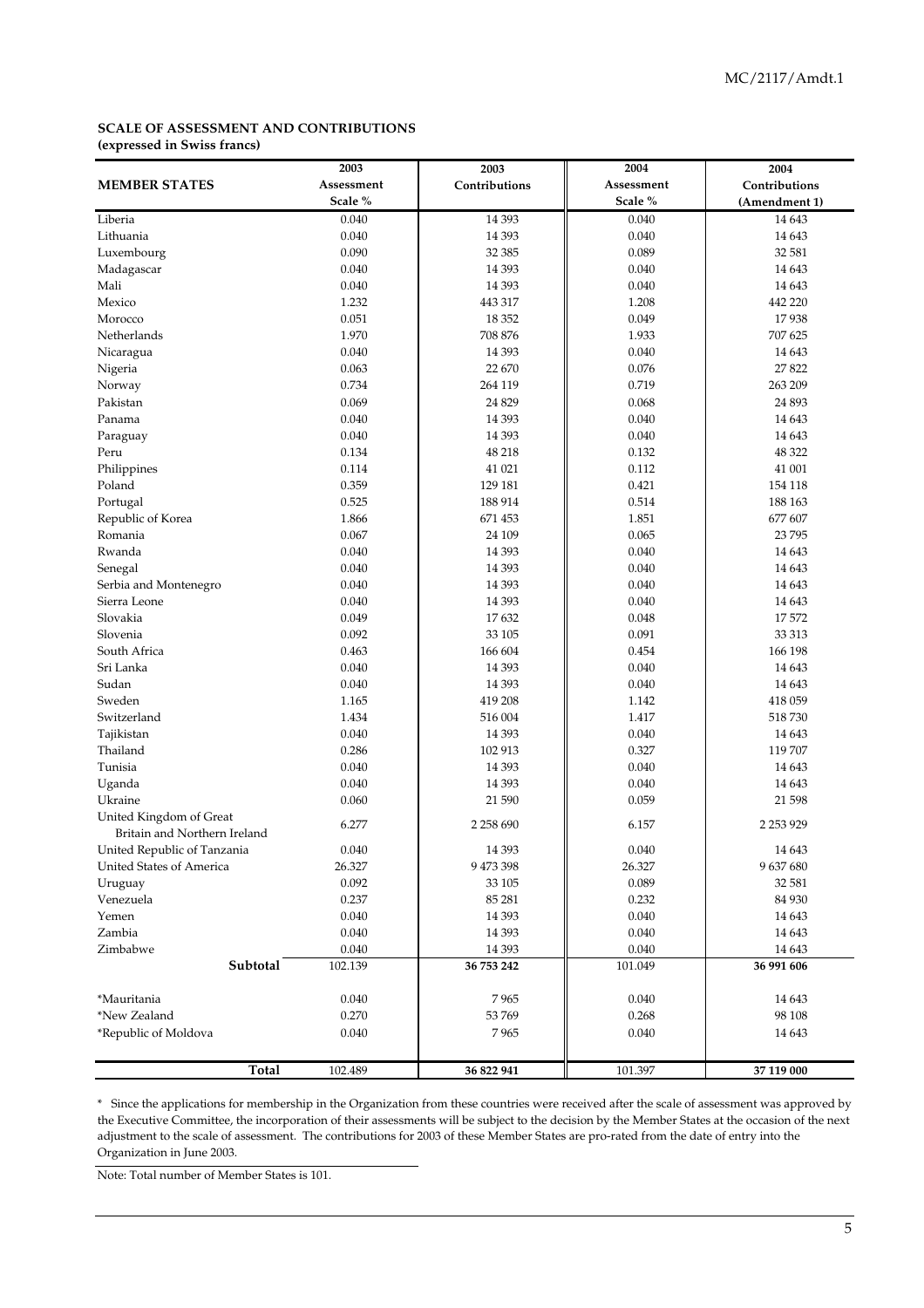**SCALE OF ASSESSMENT AND CONTRIBUTIONS**
**(expressed in Swiss francs)**

| MEMBER STATES | 2003 Assessment Scale % | 2003 Contributions | 2004 Assessment Scale % | 2004 Contributions (Amendment 1) |
|---|---|---|---|---|
| Liberia | 0.040 | 14 393 | 0.040 | 14 643 |
| Lithuania | 0.040 | 14 393 | 0.040 | 14 643 |
| Luxembourg | 0.090 | 32 385 | 0.089 | 32 581 |
| Madagascar | 0.040 | 14 393 | 0.040 | 14 643 |
| Mali | 0.040 | 14 393 | 0.040 | 14 643 |
| Mexico | 1.232 | 443 317 | 1.208 | 442 220 |
| Morocco | 0.051 | 18 352 | 0.049 | 17 938 |
| Netherlands | 1.970 | 708 876 | 1.933 | 707 625 |
| Nicaragua | 0.040 | 14 393 | 0.040 | 14 643 |
| Nigeria | 0.063 | 22 670 | 0.076 | 27 822 |
| Norway | 0.734 | 264 119 | 0.719 | 263 209 |
| Pakistan | 0.069 | 24 829 | 0.068 | 24 893 |
| Panama | 0.040 | 14 393 | 0.040 | 14 643 |
| Paraguay | 0.040 | 14 393 | 0.040 | 14 643 |
| Peru | 0.134 | 48 218 | 0.132 | 48 322 |
| Philippines | 0.114 | 41 021 | 0.112 | 41 001 |
| Poland | 0.359 | 129 181 | 0.421 | 154 118 |
| Portugal | 0.525 | 188 914 | 0.514 | 188 163 |
| Republic of Korea | 1.866 | 671 453 | 1.851 | 677 607 |
| Romania | 0.067 | 24 109 | 0.065 | 23 795 |
| Rwanda | 0.040 | 14 393 | 0.040 | 14 643 |
| Senegal | 0.040 | 14 393 | 0.040 | 14 643 |
| Serbia and Montenegro | 0.040 | 14 393 | 0.040 | 14 643 |
| Sierra Leone | 0.040 | 14 393 | 0.040 | 14 643 |
| Slovakia | 0.049 | 17 632 | 0.048 | 17 572 |
| Slovenia | 0.092 | 33 105 | 0.091 | 33 313 |
| South Africa | 0.463 | 166 604 | 0.454 | 166 198 |
| Sri Lanka | 0.040 | 14 393 | 0.040 | 14 643 |
| Sudan | 0.040 | 14 393 | 0.040 | 14 643 |
| Sweden | 1.165 | 419 208 | 1.142 | 418 059 |
| Switzerland | 1.434 | 516 004 | 1.417 | 518 730 |
| Tajikistan | 0.040 | 14 393 | 0.040 | 14 643 |
| Thailand | 0.286 | 102 913 | 0.327 | 119 707 |
| Tunisia | 0.040 | 14 393 | 0.040 | 14 643 |
| Uganda | 0.040 | 14 393 | 0.040 | 14 643 |
| Ukraine | 0.060 | 21 590 | 0.059 | 21 598 |
| United Kingdom of Great Britain and Northern Ireland | 6.277 | 2 258 690 | 6.157 | 2 253 929 |
| United Republic of Tanzania | 0.040 | 14 393 | 0.040 | 14 643 |
| United States of America | 26.327 | 9 473 398 | 26.327 | 9 637 680 |
| Uruguay | 0.092 | 33 105 | 0.089 | 32 581 |
| Venezuela | 0.237 | 85 281 | 0.232 | 84 930 |
| Yemen | 0.040 | 14 393 | 0.040 | 14 643 |
| Zambia | 0.040 | 14 393 | 0.040 | 14 643 |
| Zimbabwe | 0.040 | 14 393 | 0.040 | 14 643 |
| **Subtotal** | 102.139 | **36 753 242** | 101.049 | **36 991 606** |
| *Mauritania | 0.040 | 7 965 | 0.040 | 14 643 |
| *New Zealand | 0.270 | 53 769 | 0.268 | 98 108 |
| *Republic of Moldova | 0.040 | 7 965 | 0.040 | 14 643 |
| **Total** | 102.489 | **36 822 941** | 101.397 | **37 119 000** |

* Since the applications for membership in the Organization from these countries were received after the scale of assessment was approved by the Executive Committee, the incorporation of their assessments will be subject to the decision by the Member States at the occasion of the next adjustment to the scale of assessment. The contributions for 2003 of these Member States are pro-rated from the date of entry into the Organization in June 2003.

Note: Total number of Member States is 101.